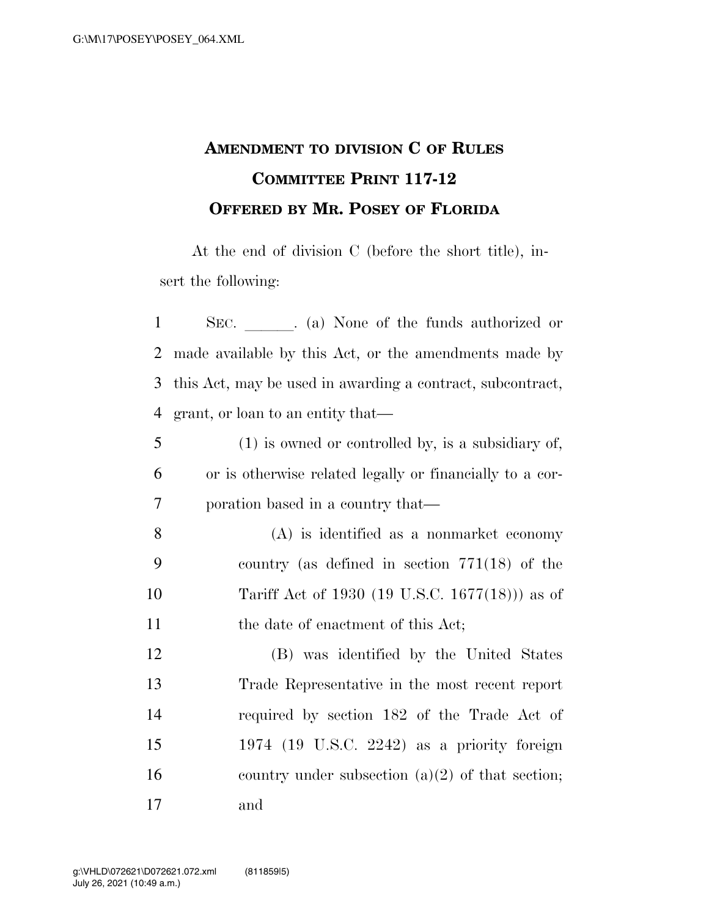**AMENDMENT TO DIVISION C OF RULES COMMITTEE PRINT 117-12**

**OFFERED BY MR. POSEY OF FLORIDA**

At the end of division C (before the short title), insert the following:

SEC. \_\_\_\_\_\_. (a) None of the funds authorized or made available by this Act, or the amendments made by this Act, may be used in awarding a contract, subcontract, grant, or loan to an entity that—

(1) is owned or controlled by, is a subsidiary of, or is otherwise related legally or financially to a corporation based in a country that—

(A) is identified as a nonmarket economy country (as defined in section 771(18) of the Tariff Act of 1930 (19 U.S.C. 1677(18))) as of the date of enactment of this Act;

(B) was identified by the United States Trade Representative in the most recent report required by section 182 of the Trade Act of 1974 (19 U.S.C. 2242) as a priority foreign country under subsection (a)(2) of that section; and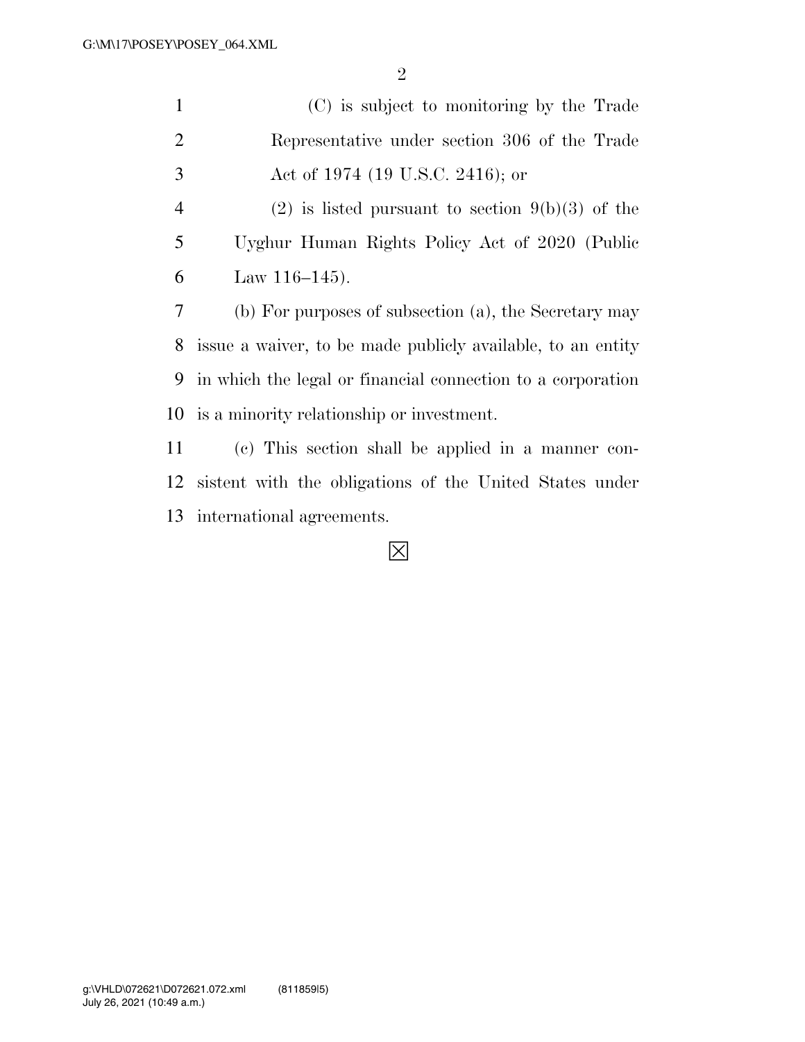(C) is subject to monitoring by the Trade Representative under section 306 of the Trade Act of 1974 (19 U.S.C. 2416); or

(2) is listed pursuant to section 9(b)(3) of the Uyghur Human Rights Policy Act of 2020 (Public Law 116–145).

(b) For purposes of subsection (a), the Secretary may issue a waiver, to be made publicly available, to an entity in which the legal or financial connection to a corporation is a minority relationship or investment.

(c) This section shall be applied in a manner consistent with the obligations of the United States under international agreements.